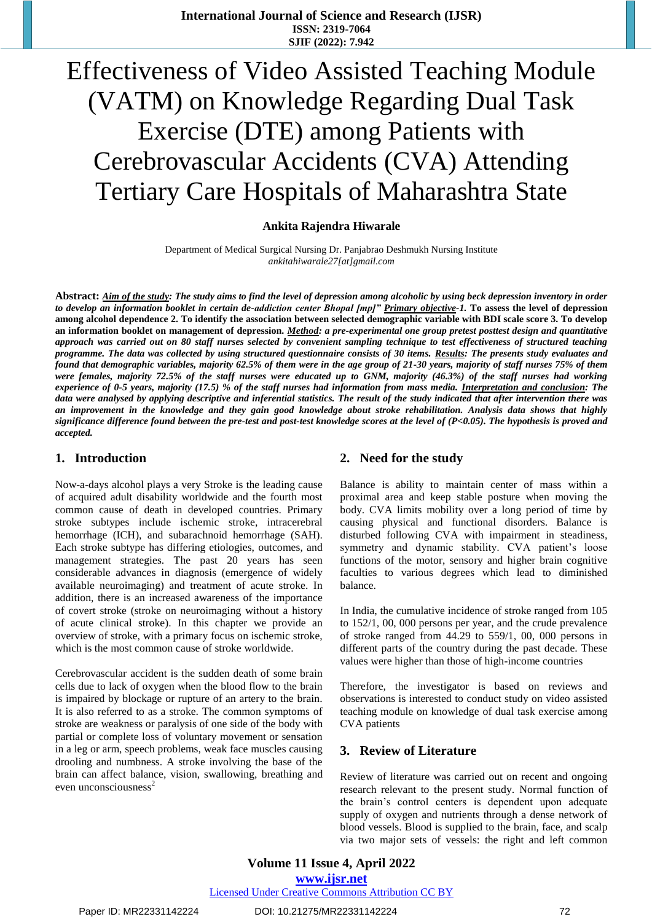# Effectiveness of Video Assisted Teaching Module (VATM) on Knowledge Regarding Dual Task Exercise (DTE) among Patients with Cerebrovascular Accidents (CVA) Attending Tertiary Care Hospitals of Maharashtra State

**Ankita Rajendra Hiwarale**

Department of Medical Surgical Nursing Dr. Panjabrao Deshmukh Nursing Institute
*ankitahiwarale27[at]gmail.com*

**Abstract:** ***Aim of the study**: The study aims to find the level of depression among alcoholic by using beck depression inventory in order to develop an information booklet in certain de-addiction center Bhopal [mp]" **Primary objective**-1.* **To assess the level of depression among alcohol dependence 2. To identify the association between selected demographic variable with BDI scale score 3. To develop an information booklet on management of depression.** ***Method**: a pre-experimental one group pretest posttest design and quantitative approach was carried out on 80 staff nurses selected by convenient sampling technique to test effectiveness of structured teaching programme. The data was collected by using structured questionnaire consists of 30 items. **Results**: The presents study evaluates and found that demographic variables, majority 62.5% of them were in the age group of 21-30 years, majority of staff nurses 75% of them were females, majority 72.5% of the staff nurses were educated up to GNM, majority (46.3%) of the staff nurses had working experience of 0-5 years, majority (17.5) % of the staff nurses had information from mass media. **Interpretation and conclusion**: The data were analysed by applying descriptive and inferential statistics. The result of the study indicated that after intervention there was an improvement in the knowledge and they gain good knowledge about stroke rehabilitation. Analysis data shows that highly significance difference found between the pre-test and post-test knowledge scores at the level of (P<0.05). The hypothesis is proved and accepted.*

## 1. Introduction

Now-a-days alcohol plays a very Stroke is the leading cause of acquired adult disability worldwide and the fourth most common cause of death in developed countries. Primary stroke subtypes include ischemic stroke, intracerebral hemorrhage (ICH), and subarachnoid hemorrhage (SAH). Each stroke subtype has differing etiologies, outcomes, and management strategies. The past 20 years has seen considerable advances in diagnosis (emergence of widely available neuroimaging) and treatment of acute stroke. In addition, there is an increased awareness of the importance of covert stroke (stroke on neuroimaging without a history of acute clinical stroke). In this chapter we provide an overview of stroke, with a primary focus on ischemic stroke, which is the most common cause of stroke worldwide.

Cerebrovascular accident is the sudden death of some brain cells due to lack of oxygen when the blood flow to the brain is impaired by blockage or rupture of an artery to the brain. It is also referred to as a stroke. The common symptoms of stroke are weakness or paralysis of one side of the body with partial or complete loss of voluntary movement or sensation in a leg or arm, speech problems, weak face muscles causing drooling and numbness. A stroke involving the base of the brain can affect balance, vision, swallowing, breathing and even unconsciousness[2]

## 2. Need for the study

Balance is ability to maintain center of mass within a proximal area and keep stable posture when moving the body. CVA limits mobility over a long period of time by causing physical and functional disorders. Balance is disturbed following CVA with impairment in steadiness, symmetry and dynamic stability. CVA patient's loose functions of the motor, sensory and higher brain cognitive faculties to various degrees which lead to diminished balance.

In India, the cumulative incidence of stroke ranged from 105 to 152/1, 00, 000 persons per year, and the crude prevalence of stroke ranged from 44.29 to 559/1, 00, 000 persons in different parts of the country during the past decade. These values were higher than those of high-income countries

Therefore, the investigator is based on reviews and observations is interested to conduct study on video assisted teaching module on knowledge of dual task exercise among CVA patients

## 3. Review of Literature

Review of literature was carried out on recent and ongoing research relevant to the present study. Normal function of the brain's control centers is dependent upon adequate supply of oxygen and nutrients through a dense network of blood vessels. Blood is supplied to the brain, face, and scalp via two major sets of vessels: the right and left common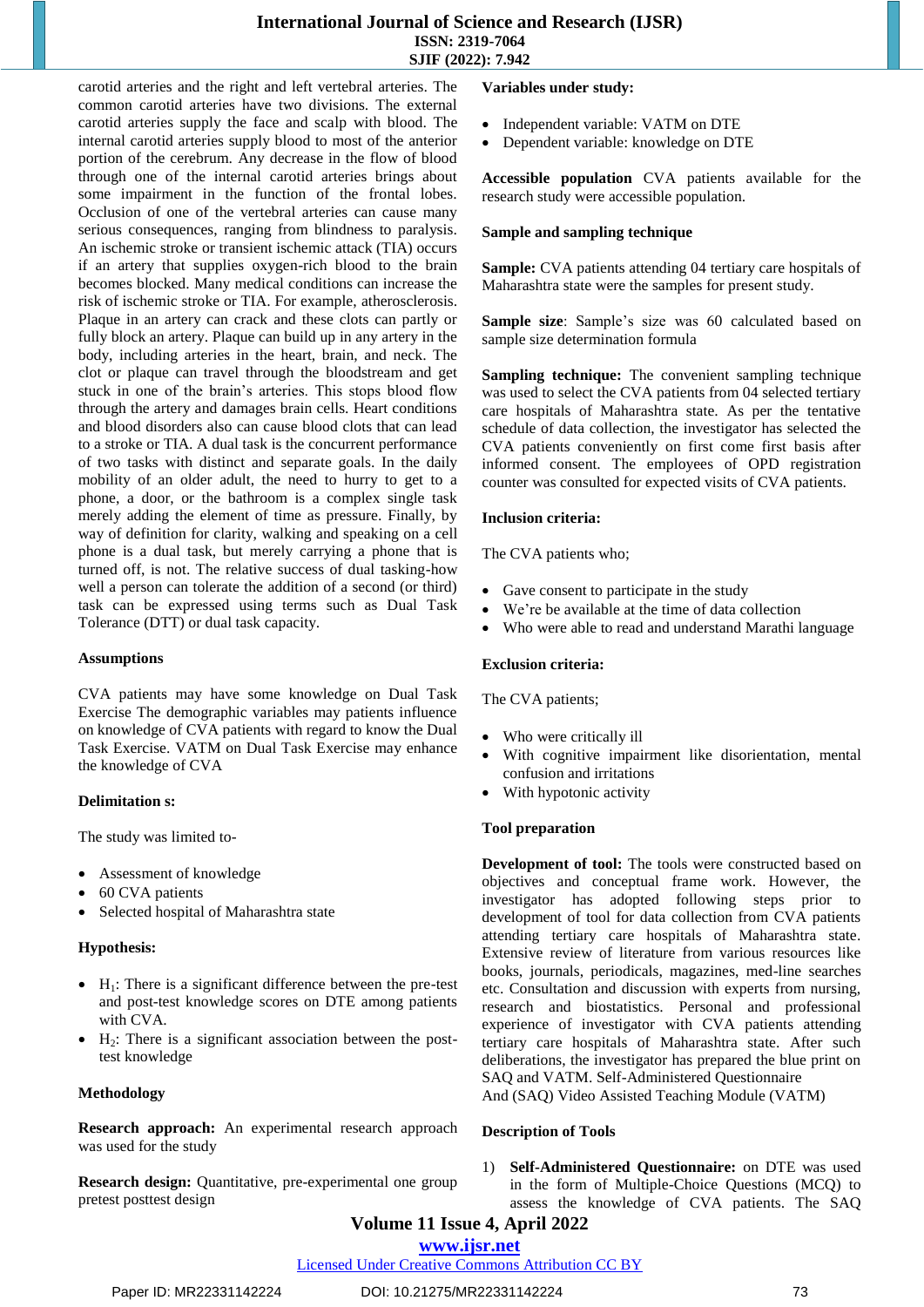carotid arteries and the right and left vertebral arteries. The common carotid arteries have two divisions. The external carotid arteries supply the face and scalp with blood. The internal carotid arteries supply blood to most of the anterior portion of the cerebrum. Any decrease in the flow of blood through one of the internal carotid arteries brings about some impairment in the function of the frontal lobes. Occlusion of one of the vertebral arteries can cause many serious consequences, ranging from blindness to paralysis. An ischemic stroke or transient ischemic attack (TIA) occurs if an artery that supplies oxygen-rich blood to the brain becomes blocked. Many medical conditions can increase the risk of ischemic stroke or TIA. For example, atherosclerosis. Plaque in an artery can crack and these clots can partly or fully block an artery. Plaque can build up in any artery in the body, including arteries in the heart, brain, and neck. The clot or plaque can travel through the bloodstream and get stuck in one of the brain's arteries. This stops blood flow through the artery and damages brain cells. Heart conditions and blood disorders also can cause blood clots that can lead to a stroke or TIA. A dual task is the concurrent performance of two tasks with distinct and separate goals. In the daily mobility of an older adult, the need to hurry to get to a phone, a door, or the bathroom is a complex single task merely adding the element of time as pressure. Finally, by way of definition for clarity, walking and speaking on a cell phone is a dual task, but merely carrying a phone that is turned off, is not. The relative success of dual tasking-how well a person can tolerate the addition of a second (or third) task can be expressed using terms such as Dual Task Tolerance (DTT) or dual task capacity.

### Assumptions

CVA patients may have some knowledge on Dual Task Exercise The demographic variables may patients influence on knowledge of CVA patients with regard to know the Dual Task Exercise. VATM on Dual Task Exercise may enhance the knowledge of CVA

### Delimitation s:

The study was limited to-

- Assessment of knowledge
- 60 CVA patients
- Selected hospital of Maharashtra state

### Hypothesis:

- $H_1$: There is a significant difference between the pre-test and post-test knowledge scores on DTE among patients with CVA.
- $H_2$: There is a significant association between the post-test knowledge

### Methodology

**Research approach:** An experimental research approach was used for the study

**Research design:** Quantitative, pre-experimental one group pretest posttest design

### Variables under study:

- Independent variable: VATM on DTE
- Dependent variable: knowledge on DTE

**Accessible population** CVA patients available for the research study were accessible population.

### Sample and sampling technique

**Sample:** CVA patients attending 04 tertiary care hospitals of Maharashtra state were the samples for present study.

**Sample size**: Sample's size was 60 calculated based on sample size determination formula

**Sampling technique:** The convenient sampling technique was used to select the CVA patients from 04 selected tertiary care hospitals of Maharashtra state. As per the tentative schedule of data collection, the investigator has selected the CVA patients conveniently on first come first basis after informed consent. The employees of OPD registration counter was consulted for expected visits of CVA patients.

### Inclusion criteria:

The CVA patients who;

- Gave consent to participate in the study
- We're be available at the time of data collection
- Who were able to read and understand Marathi language

### Exclusion criteria:

The CVA patients;

- Who were critically ill
- With cognitive impairment like disorientation, mental confusion and irritations
- With hypotonic activity

### Tool preparation

**Development of tool:** The tools were constructed based on objectives and conceptual frame work. However, the investigator has adopted following steps prior to development of tool for data collection from CVA patients attending tertiary care hospitals of Maharashtra state. Extensive review of literature from various resources like books, journals, periodicals, magazines, med-line searches etc. Consultation and discussion with experts from nursing, research and biostatistics. Personal and professional experience of investigator with CVA patients attending tertiary care hospitals of Maharashtra state. After such deliberations, the investigator has prepared the blue print on SAQ and VATM. Self-Administered Questionnaire
And (SAQ) Video Assisted Teaching Module (VATM)

### Description of Tools

1) **Self-Administered Questionnaire:** on DTE was used in the form of Multiple-Choice Questions (MCQ) to assess the knowledge of CVA patients. The SAQ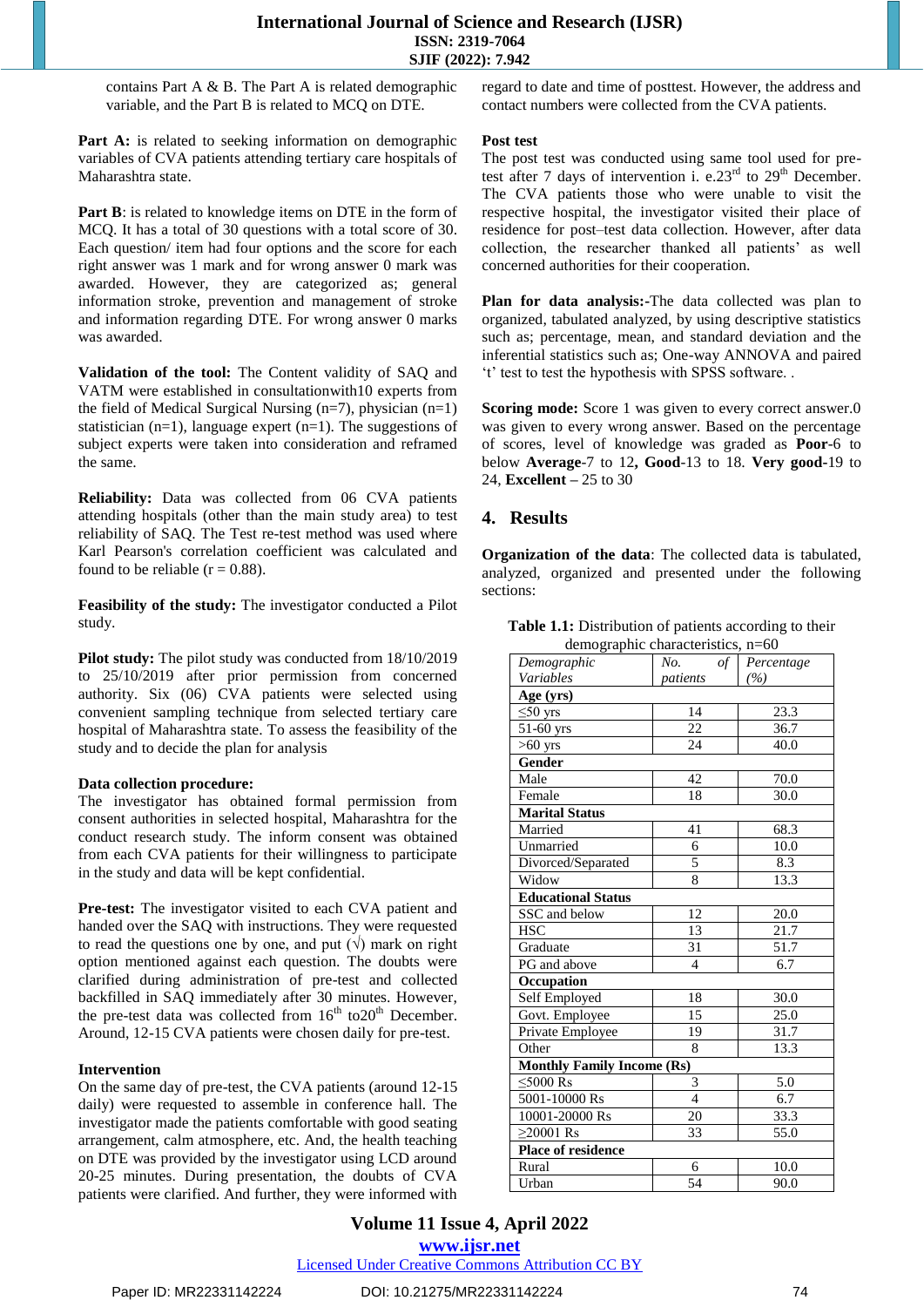contains Part A & B. The Part A is related demographic variable, and the Part B is related to MCQ on DTE.

**Part A:** is related to seeking information on demographic variables of CVA patients attending tertiary care hospitals of Maharashtra state.

**Part B**: is related to knowledge items on DTE in the form of MCQ. It has a total of 30 questions with a total score of 30. Each question/ item had four options and the score for each right answer was 1 mark and for wrong answer 0 mark was awarded. However, they are categorized as; general information stroke, prevention and management of stroke and information regarding DTE. For wrong answer 0 marks was awarded.

**Validation of the tool:** The Content validity of SAQ and VATM were established in consultationwith10 experts from the field of Medical Surgical Nursing (n=7), physician (n=1) statistician (n=1), language expert (n=1). The suggestions of subject experts were taken into consideration and reframed the same.

**Reliability:** Data was collected from 06 CVA patients attending hospitals (other than the main study area) to test reliability of SAQ. The Test re-test method was used where Karl Pearson's correlation coefficient was calculated and found to be reliable (r = 0.88).

**Feasibility of the study:** The investigator conducted a Pilot study.

**Pilot study:** The pilot study was conducted from 18/10/2019 to 25/10/2019 after prior permission from concerned authority. Six (06) CVA patients were selected using convenient sampling technique from selected tertiary care hospital of Maharashtra state. To assess the feasibility of the study and to decide the plan for analysis

**Data collection procedure:**

The investigator has obtained formal permission from consent authorities in selected hospital, Maharashtra for the conduct research study. The inform consent was obtained from each CVA patients for their willingness to participate in the study and data will be kept confidential.

**Pre-test:** The investigator visited to each CVA patient and handed over the SAQ with instructions. They were requested to read the questions one by one, and put (√) mark on right option mentioned against each question. The doubts were clarified during administration of pre-test and collected backfilled in SAQ immediately after 30 minutes. However, the pre-test data was collected from 16th to20th December. Around, 12-15 CVA patients were chosen daily for pre-test.

**Intervention**

On the same day of pre-test, the CVA patients (around 12-15 daily) were requested to assemble in conference hall. The investigator made the patients comfortable with good seating arrangement, calm atmosphere, etc. And, the health teaching on DTE was provided by the investigator using LCD around 20-25 minutes. During presentation, the doubts of CVA patients were clarified. And further, they were informed with regard to date and time of posttest. However, the address and contact numbers were collected from the CVA patients.

**Post test**

The post test was conducted using same tool used for pre-test after 7 days of intervention i. e.23rd to 29th December. The CVA patients those who were unable to visit the respective hospital, the investigator visited their place of residence for post–test data collection. However, after data collection, the researcher thanked all patients' as well concerned authorities for their cooperation.

**Plan for data analysis:-**The data collected was plan to organized, tabulated analyzed, by using descriptive statistics such as; percentage, mean, and standard deviation and the inferential statistics such as; One-way ANNOVA and paired 't' test to test the hypothesis with SPSS software. .

**Scoring mode:** Score 1 was given to every correct answer.0 was given to every wrong answer. Based on the percentage of scores, level of knowledge was graded as **Poor**-6 to below **Average**-7 to 12**, Good**-13 to 18. **Very good**-19 to 24, **Excellent** – 25 to 30

## 4. Results

**Organization of the data**: The collected data is tabulated, analyzed, organized and presented under the following sections:

**Table 1.1:** Distribution of patients according to their demographic characteristics, n=60

| *Demographic Variables* | *No. of patients* | *Percentage (%)* |
|---|---|---|
| **Age (yrs)** | | |
| ≤50 yrs | 14 | 23.3 |
| 51-60 yrs | 22 | 36.7 |
| >60 yrs | 24 | 40.0 |
| **Gender** | | |
| Male | 42 | 70.0 |
| Female | 18 | 30.0 |
| **Marital Status** | | |
| Married | 41 | 68.3 |
| Unmarried | 6 | 10.0 |
| Divorced/Separated | 5 | 8.3 |
| Widow | 8 | 13.3 |
| **Educational Status** | | |
| SSC and below | 12 | 20.0 |
| HSC | 13 | 21.7 |
| Graduate | 31 | 51.7 |
| PG and above | 4 | 6.7 |
| **Occupation** | | |
| Self Employed | 18 | 30.0 |
| Govt. Employee | 15 | 25.0 |
| Private Employee | 19 | 31.7 |
| Other | 8 | 13.3 |
| **Monthly Family Income (Rs)** | | |
| ≤5000 Rs | 3 | 5.0 |
| 5001-10000 Rs | 4 | 6.7 |
| 10001-20000 Rs | 20 | 33.3 |
| ≥20001 Rs | 33 | 55.0 |
| **Place of residence** | | |
| Rural | 6 | 10.0 |
| Urban | 54 | 90.0 |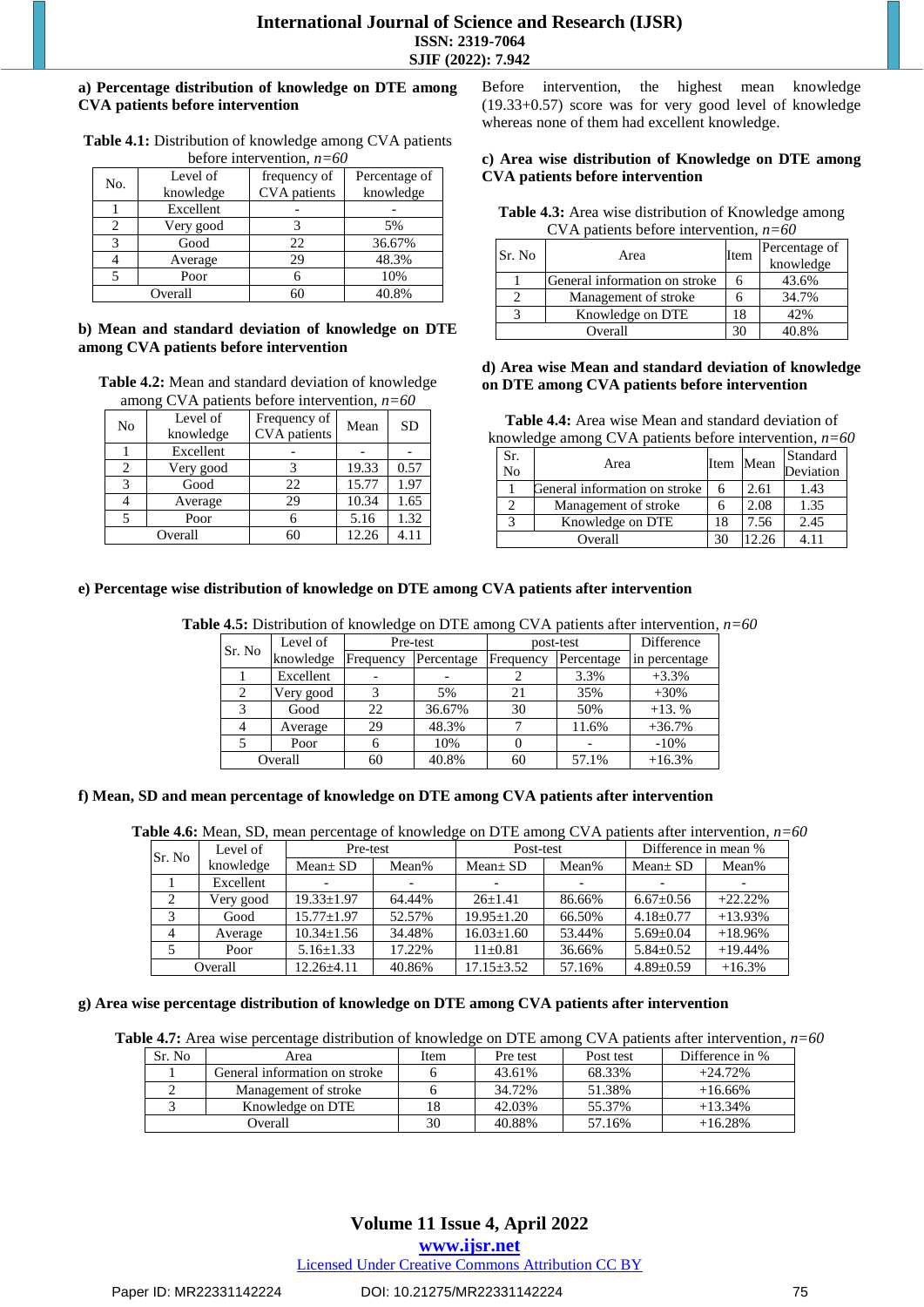**a) Percentage distribution of knowledge on DTE among CVA patients before intervention**

**Table 4.1:** Distribution of knowledge among CVA patients before intervention, *n=60*

| No. | Level of knowledge | frequency of CVA patients | Percentage of knowledge |
|---|---|---|---|
| 1 | Excellent | - | - |
| 2 | Very good | 3 | 5% |
| 3 | Good | 22 | 36.67% |
| 4 | Average | 29 | 48.3% |
| 5 | Poor | 6 | 10% |
| Overall | | 60 | 40.8% |

**b) Mean and standard deviation of knowledge on DTE among CVA patients before intervention**

**Table 4.2:** Mean and standard deviation of knowledge among CVA patients before intervention, *n=60*

| No | Level of knowledge | Frequency of CVA patients | Mean | SD |
|---|---|---|---|---|
| 1 | Excellent | - | - | - |
| 2 | Very good | 3 | 19.33 | 0.57 |
| 3 | Good | 22 | 15.77 | 1.97 |
| 4 | Average | 29 | 10.34 | 1.65 |
| 5 | Poor | 6 | 5.16 | 1.32 |
| Overall | | 60 | 12.26 | 4.11 |

Before intervention, the highest mean knowledge (19.33+0.57) score was for very good level of knowledge whereas none of them had excellent knowledge.

**c) Area wise distribution of Knowledge on DTE among CVA patients before intervention**

**Table 4.3:** Area wise distribution of Knowledge among CVA patients before intervention, *n=60*

| Sr. No | Area | Item | Percentage of knowledge |
|---|---|---|---|
| 1 | General information on stroke | 6 | 43.6% |
| 2 | Management of stroke | 6 | 34.7% |
| 3 | Knowledge on DTE | 18 | 42% |
| Overall | | 30 | 40.8% |

**d) Area wise Mean and standard deviation of knowledge on DTE among CVA patients before intervention**

**Table 4.4:** Area wise Mean and standard deviation of knowledge among CVA patients before intervention, *n=60*

| Sr. No | Area | Item | Mean | Standard Deviation |
|---|---|---|---|---|
| 1 | General information on stroke | 6 | 2.61 | 1.43 |
| 2 | Management of stroke | 6 | 2.08 | 1.35 |
| 3 | Knowledge on DTE | 18 | 7.56 | 2.45 |
| Overall | | 30 | 12.26 | 4.11 |

**e) Percentage wise distribution of knowledge on DTE among CVA patients after intervention**

**Table 4.5:** Distribution of knowledge on DTE among CVA patients after intervention, *n=60*

| Sr. No | Level of knowledge | Pre-test | | post-test | | Difference in percentage |
|---|---|---|---|---|---|---|
| | | Frequency | Percentage | Frequency | Percentage | |
| 1 | Excellent | - | - | 2 | 3.3% | +3.3% |
| 2 | Very good | 3 | 5% | 21 | 35% | +30% |
| 3 | Good | 22 | 36.67% | 30 | 50% | +13. % |
| 4 | Average | 29 | 48.3% | 7 | 11.6% | +36.7% |
| 5 | Poor | 6 | 10% | 0 | - | -10% |
| Overall | | 60 | 40.8% | 60 | 57.1% | +16.3% |

**f) Mean, SD and mean percentage of knowledge on DTE among CVA patients after intervention**

**Table 4.6:** Mean, SD, mean percentage of knowledge on DTE among CVA patients after intervention, *n=60*

| Sr. No | Level of knowledge | Pre-test | | Post-test | | Difference in mean % | |
|---|---|---|---|---|---|---|---|
| | | Mean± SD | Mean% | Mean± SD | Mean% | Mean± SD | Mean% |
| 1 | Excellent | - | - | - | - | - | - |
| 2 | Very good | 19.33±1.97 | 64.44% | 26±1.41 | 86.66% | 6.67±0.56 | +22.22% |
| 3 | Good | 15.77±1.97 | 52.57% | 19.95±1.20 | 66.50% | 4.18±0.77 | +13.93% |
| 4 | Average | 10.34±1.56 | 34.48% | 16.03±1.60 | 53.44% | 5.69±0.04 | +18.96% |
| 5 | Poor | 5.16±1.33 | 17.22% | 11±0.81 | 36.66% | 5.84±0.52 | +19.44% |
| Overall | | 12.26±4.11 | 40.86% | 17.15±3.52 | 57.16% | 4.89±0.59 | +16.3% |

**g) Area wise percentage distribution of knowledge on DTE among CVA patients after intervention**

**Table 4.7:** Area wise percentage distribution of knowledge on DTE among CVA patients after intervention, *n=60*

| Sr. No | Area | Item | Pre test | Post test | Difference in % |
|---|---|---|---|---|---|
| 1 | General information on stroke | 6 | 43.61% | 68.33% | +24.72% |
| 2 | Management of stroke | 6 | 34.72% | 51.38% | +16.66% |
| 3 | Knowledge on DTE | 18 | 42.03% | 55.37% | +13.34% |
| Overall | | 30 | 40.88% | 57.16% | +16.28% |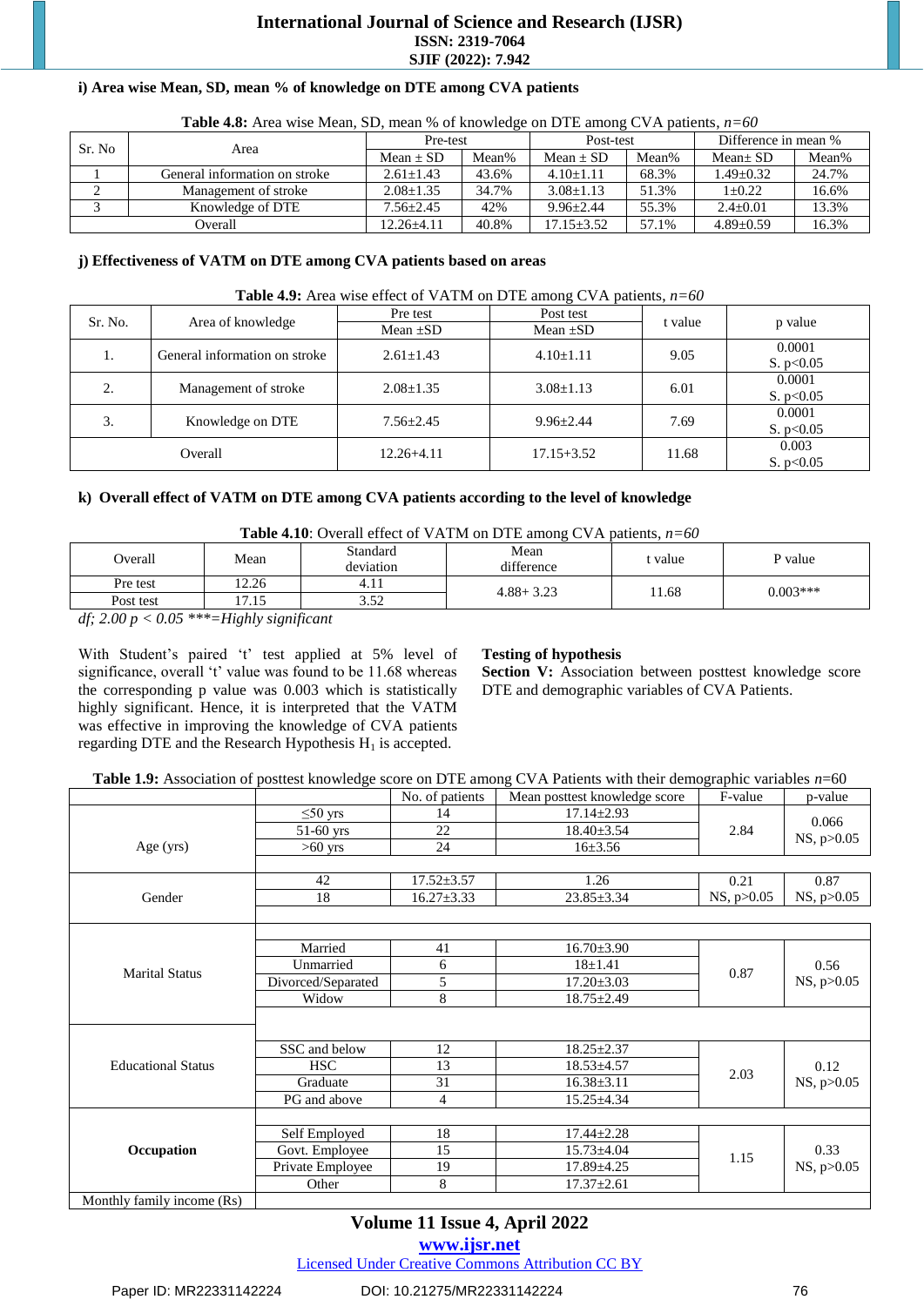**i) Area wise Mean, SD, mean % of knowledge on DTE among CVA patients**

**Table 4.8:** Area wise Mean, SD, mean % of knowledge on DTE among CVA patients, *n=60*

| Sr. No | Area | Pre-test | | Post-test | | Difference in mean % | |
|---|---|---|---|---|---|---|---|
| | | Mean ± SD | Mean% | Mean ± SD | Mean% | Mean± SD | Mean% |
| 1 | General information on stroke | 2.61±1.43 | 43.6% | 4.10±1.11 | 68.3% | 1.49±0.32 | 24.7% |
| 2 | Management of stroke | 2.08±1.35 | 34.7% | 3.08±1.13 | 51.3% | 1±0.22 | 16.6% |
| 3 | Knowledge of DTE | 7.56±2.45 | 42% | 9.96±2.44 | 55.3% | 2.4±0.01 | 13.3% |
| Overall | | 12.26±4.11 | 40.8% | 17.15±3.52 | 57.1% | 4.89±0.59 | 16.3% |

**j) Effectiveness of VATM on DTE among CVA patients based on areas**

**Table 4.9:** Area wise effect of VATM on DTE among CVA patients, *n=60*

| Sr. No. | Area of knowledge | Pre test | Post test | t value | p value |
|---|---|---|---|---|---|
| | | Mean ±SD | Mean ±SD | | |
| 1. | General information on stroke | 2.61±1.43 | 4.10±1.11 | 9.05 | 0.0001 S. p<0.05 |
| 2. | Management of stroke | 2.08±1.35 | 3.08±1.13 | 6.01 | 0.0001 S. p<0.05 |
| 3. | Knowledge on DTE | 7.56±2.45 | 9.96±2.44 | 7.69 | 0.0001 S. p<0.05 |
| Overall | | 12.26+4.11 | 17.15+3.52 | 11.68 | 0.003 S. p<0.05 |

**k) Overall effect of VATM on DTE among CVA patients according to the level of knowledge**

**Table 4.10**: Overall effect of VATM on DTE among CVA patients, *n=60*

| Overall | Mean | Standard deviation | Mean difference | t value | P value |
|---|---|---|---|---|---|
| Pre test | 12.26 | 4.11 | 4.88+ 3.23 | 11.68 | 0.003*** |
| Post test | 17.15 | 3.52 | | | |

*df; 2.00 p < 0.05 ***=Highly significant*

With Student's paired 't' test applied at 5% level of significance, overall 't' value was found to be 11.68 whereas the corresponding p value was 0.003 which is statistically highly significant. Hence, it is interpreted that the VATM was effective in improving the knowledge of CVA patients regarding DTE and the Research Hypothesis $H_1$ is accepted.

**Testing of hypothesis**

**Section V:** Association between posttest knowledge score DTE and demographic variables of CVA Patients.

**Table 1.9:** Association of posttest knowledge score on DTE among CVA Patients with their demographic variables *n*=60

| | | No. of patients | Mean posttest knowledge score | F-value | p-value |
|---|---|---|---|---|---|
| Age (yrs) | ≤50 yrs | 14 | 17.14±2.93 | 2.84 | 0.066 NS, p>0.05 |
| | 51-60 yrs | 22 | 18.40±3.54 | | |
| | >60 yrs | 24 | 16±3.56 | | |
| Gender | 42 | 17.52±3.57 | 1.26 | 0.21 NS, p>0.05 | 0.87 NS, p>0.05 |
| | 18 | 16.27±3.33 | 23.85±3.34 | | |
| Marital Status | Married | 41 | 16.70±3.90 | 0.87 | 0.56 NS, p>0.05 |
| | Unmarried | 6 | 18±1.41 | | |
| | Divorced/Separated | 5 | 17.20±3.03 | | |
| | Widow | 8 | 18.75±2.49 | | |
| Educational Status | SSC and below | 12 | 18.25±2.37 | 2.03 | 0.12 NS, p>0.05 |
| | HSC | 13 | 18.53±4.57 | | |
| | Graduate | 31 | 16.38±3.11 | | |
| | PG and above | 4 | 15.25±4.34 | | |
| **Occupation** | Self Employed | 18 | 17.44±2.28 | 1.15 | 0.33 NS, p>0.05 |
| | Govt. Employee | 15 | 15.73±4.04 | | |
| | Private Employee | 19 | 17.89±4.25 | | |
| | Other | 8 | 17.37±2.61 | | |
| Monthly family income (Rs) | | | | | |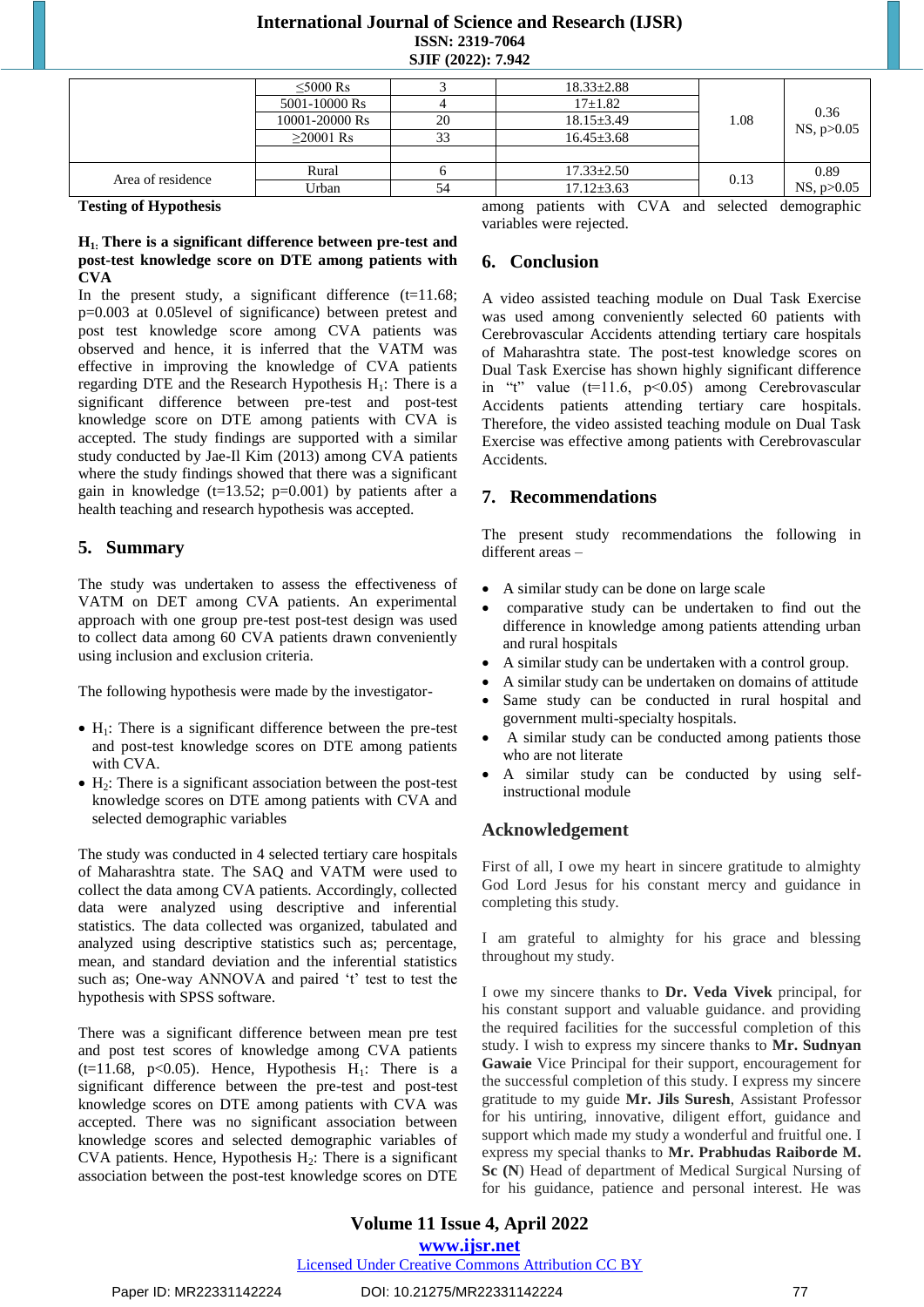| | | | | | |
|---|---|---|---|---|---|
| | ≤5000 Rs | 3 | 18.33±2.88 | 1.08 | 0.36 NS, p>0.05 |
| | 5001-10000 Rs | 4 | 17±1.82 | | |
| | 10001-20000 Rs | 20 | 18.15±3.49 | | |
| | ≥20001 Rs | 33 | 16.45±3.68 | | |
| | | | | | |
| Area of residence | Rural | 6 | 17.33±2.50 | 0.13 | 0.89 NS, p>0.05 |
| | Urban | 54 | 17.12±3.63 | | |

**Testing of Hypothesis**

**$H_1$: There is a significant difference between pre-test and post-test knowledge score on DTE among patients with CVA**

In the present study, a significant difference (t=11.68; p=0.003 at 0.05level of significance) between pretest and post test knowledge score among CVA patients was observed and hence, it is inferred that the VATM was effective in improving the knowledge of CVA patients regarding DTE and the Research Hypothesis $H_1$: There is a significant difference between pre-test and post-test knowledge score on DTE among patients with CVA is accepted. The study findings are supported with a similar study conducted by Jae-Il Kim (2013) among CVA patients where the study findings showed that there was a significant gain in knowledge (t=13.52; p=0.001) by patients after a health teaching and research hypothesis was accepted.

## 5. Summary

The study was undertaken to assess the effectiveness of VATM on DET among CVA patients. An experimental approach with one group pre-test post-test design was used to collect data among 60 CVA patients drawn conveniently using inclusion and exclusion criteria.

The following hypothesis were made by the investigator-

- $H_1$: There is a significant difference between the pre-test and post-test knowledge scores on DTE among patients with CVA.
- $H_2$: There is a significant association between the post-test knowledge scores on DTE among patients with CVA and selected demographic variables

The study was conducted in 4 selected tertiary care hospitals of Maharashtra state. The SAQ and VATM were used to collect the data among CVA patients. Accordingly, collected data were analyzed using descriptive and inferential statistics. The data collected was organized, tabulated and analyzed using descriptive statistics such as; percentage, mean, and standard deviation and the inferential statistics such as; One-way ANNOVA and paired 't' test to test the hypothesis with SPSS software.

There was a significant difference between mean pre test and post test scores of knowledge among CVA patients (t=11.68, p<0.05). Hence, Hypothesis $H_1$: There is a significant difference between the pre-test and post-test knowledge scores on DTE among patients with CVA was accepted. There was no significant association between knowledge scores and selected demographic variables of CVA patients. Hence, Hypothesis $H_2$: There is a significant association between the post-test knowledge scores on DTE among patients with CVA and selected demographic variables were rejected.

## 6. Conclusion

A video assisted teaching module on Dual Task Exercise was used among conveniently selected 60 patients with Cerebrovascular Accidents attending tertiary care hospitals of Maharashtra state. The post-test knowledge scores on Dual Task Exercise has shown highly significant difference in "t" value (t=11.6, p<0.05) among Cerebrovascular Accidents patients attending tertiary care hospitals. Therefore, the video assisted teaching module on Dual Task Exercise was effective among patients with Cerebrovascular Accidents.

## 7. Recommendations

The present study recommendations the following in different areas –

- A similar study can be done on large scale
- comparative study can be undertaken to find out the difference in knowledge among patients attending urban and rural hospitals
- A similar study can be undertaken with a control group.
- A similar study can be undertaken on domains of attitude
- Same study can be conducted in rural hospital and government multi-specialty hospitals.
- A similar study can be conducted among patients those who are not literate
- A similar study can be conducted by using self-instructional module

## Acknowledgement

First of all, I owe my heart in sincere gratitude to almighty God Lord Jesus for his constant mercy and guidance in completing this study.

I am grateful to almighty for his grace and blessing throughout my study.

I owe my sincere thanks to **Dr. Veda Vivek** principal, for his constant support and valuable guidance. and providing the required facilities for the successful completion of this study. I wish to express my sincere thanks to **Mr. Sudnyan Gawaie** Vice Principal for their support, encouragement for the successful completion of this study. I express my sincere gratitude to my guide **Mr. Jils Suresh**, Assistant Professor for his untiring, innovative, diligent effort, guidance and support which made my study a wonderful and fruitful one. I express my special thanks to **Mr. Prabhudas Raiborde M. Sc (N)** Head of department of Medical Surgical Nursing of for his guidance, patience and personal interest. He was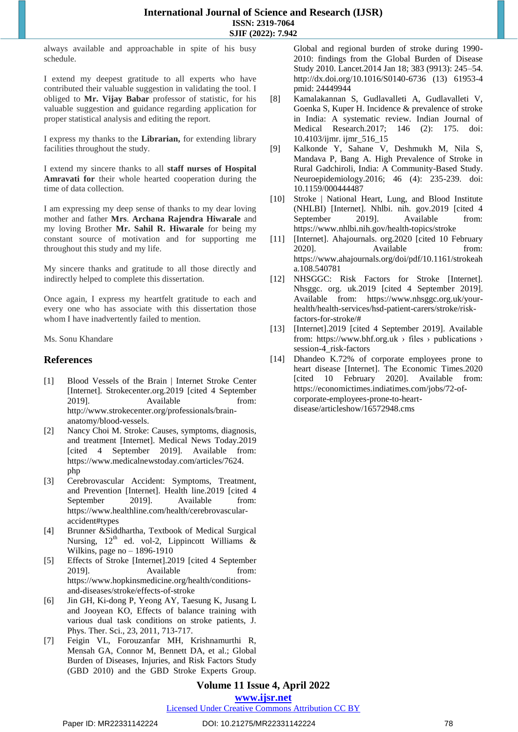always available and approachable in spite of his busy schedule.

I extend my deepest gratitude to all experts who have contributed their valuable suggestion in validating the tool. I obliged to **Mr. Vijay Babar** professor of statistic, for his valuable suggestion and guidance regarding application for proper statistical analysis and editing the report.

I express my thanks to the **Librarian,** for extending library facilities throughout the study.

I extend my sincere thanks to all **staff nurses of Hospital Amravati for** their whole hearted cooperation during the time of data collection.

I am expressing my deep sense of thanks to my dear loving mother and father **Mrs**. **Archana Rajendra Hiwarale** and my loving Brother **Mr. Sahil R. Hiwarale** for being my constant source of motivation and for supporting me throughout this study and my life.

My sincere thanks and gratitude to all those directly and indirectly helped to complete this dissertation.

Once again, I express my heartfelt gratitude to each and every one who has associate with this dissertation those whom I have inadvertently failed to mention.

Ms. Sonu Khandare

## References

[1] Blood Vessels of the Brain | Internet Stroke Center [Internet]. Strokecenter.org.2019 [cited 4 September 2019]. Available from: http://www.strokecenter.org/professionals/brain-anatomy/blood-vessels.

[2] Nancy Choi M. Stroke: Causes, symptoms, diagnosis, and treatment [Internet]. Medical News Today.2019 [cited 4 September 2019]. Available from: https://www.medicalnewstoday.com/articles/7624.php

[3] Cerebrovascular Accident: Symptoms, Treatment, and Prevention [Internet]. Health line.2019 [cited 4 September 2019]. Available from: https://www.healthline.com/health/cerebrovascular-accident#types

[4] Brunner &Siddhartha, Textbook of Medical Surgical Nursing, 12th ed. vol-2, Lippincott Williams & Wilkins, page no – 1896-1910

[5] Effects of Stroke [Internet].2019 [cited 4 September 2019]. Available from: https://www.hopkinsmedicine.org/health/conditions-and-diseases/stroke/effects-of-stroke

[6] Jin GH, Ki-dong P, Yeong AY, Taesung K, Jusang L and Jooyean KO, Effects of balance training with various dual task conditions on stroke patients, J. Phys. Ther. Sci., 23, 2011, 713-717.

[7] Feigin VL, Forouzanfar MH, Krishnamurthi R, Mensah GA, Connor M, Bennett DA, et al.; Global Burden of Diseases, Injuries, and Risk Factors Study (GBD 2010) and the GBD Stroke Experts Group. Global and regional burden of stroke during 1990-2010: findings from the Global Burden of Disease Study 2010. Lancet.2014 Jan 18; 383 (9913): 245–54. http://dx.doi.org/10.1016/S0140-6736 (13) 61953-4 pmid: 24449944

[8] Kamalakannan S, Gudlavalleti A, Gudlavalleti V, Goenka S, Kuper H. Incidence & prevalence of stroke in India: A systematic review. Indian Journal of Medical Research.2017; 146 (2): 175. doi: 10.4103/ijmr. ijmr_516_15

[9] Kalkonde Y, Sahane V, Deshmukh M, Nila S, Mandava P, Bang A. High Prevalence of Stroke in Rural Gadchiroli, India: A Community-Based Study. Neuroepidemiology.2016; 46 (4): 235-239. doi: 10.1159/000444487

[10] Stroke | National Heart, Lung, and Blood Institute (NHLBI) [Internet]. Nhlbi. nih. gov.2019 [cited 4 September 2019]. Available from: https://www.nhlbi.nih.gov/health-topics/stroke

[11] [Internet]. Ahajournals. org.2020 [cited 10 February 2020]. Available from: https://www.ahajournals.org/doi/pdf/10.1161/strokeaha.108.540781

[12] NHSGGC: Risk Factors for Stroke [Internet]. Nhsggc. org. uk.2019 [cited 4 September 2019]. Available from: https://www.nhsggc.org.uk/your-health/health-services/hsd-patient-carers/stroke/risk-factors-for-stroke/#

[13] [Internet].2019 [cited 4 September 2019]. Available from: https://www.bhf.org.uk › files › publications › session-4_risk-factors

[14] Dhandeo K.72% of corporate employees prone to heart disease [Internet]. The Economic Times.2020 [cited 10 February 2020]. Available from: https://economictimes.indiatimes.com/jobs/72-of-corporate-employees-prone-to-heart-disease/articleshow/16572948.cms